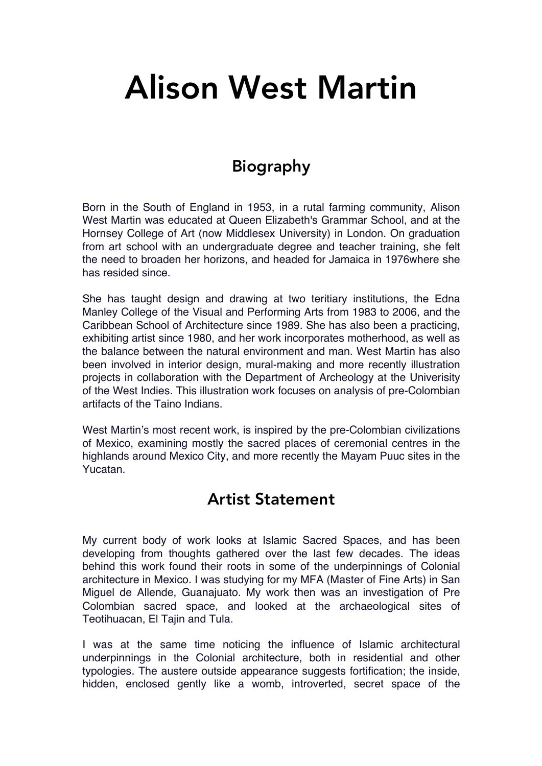# Alison West Martin

## Biography

Born in the South of England in 1953, in a rutal farming community, Alison West Martin was educated at Queen Elizabeth's Grammar School, and at the Hornsey College of Art (now Middlesex University) in London. On graduation from art school with an undergraduate degree and teacher training, she felt the need to broaden her horizons, and headed for Jamaica in 1976where she has resided since.

She has taught design and drawing at two teritiary institutions, the Edna Manley College of the Visual and Performing Arts from 1983 to 2006, and the Caribbean School of Architecture since 1989. She has also been a practicing, exhibiting artist since 1980, and her work incorporates motherhood, as well as the balance between the natural environment and man. West Martin has also been involved in interior design, mural-making and more recently illustration projects in collaboration with the Department of Archeology at the Univerisity of the West Indies. This illustration work focuses on analysis of pre-Colombian artifacts of the Taino Indians.

West Martin's most recent work, is inspired by the pre-Colombian civilizations of Mexico, examining mostly the sacred places of ceremonial centres in the highlands around Mexico City, and more recently the Mayam Puuc sites in the Yucatan.

## Artist Statement

My current body of work looks at Islamic Sacred Spaces, and has been developing from thoughts gathered over the last few decades. The ideas behind this work found their roots in some of the underpinnings of Colonial architecture in Mexico. I was studying for my MFA (Master of Fine Arts) in San Miguel de Allende, Guanajuato. My work then was an investigation of Pre Colombian sacred space, and looked at the archaeological sites of Teotihuacan, El Tajin and Tula.

I was at the same time noticing the influence of Islamic architectural underpinnings in the Colonial architecture, both in residential and other typologies. The austere outside appearance suggests fortification; the inside, hidden, enclosed gently like a womb, introverted, secret space of the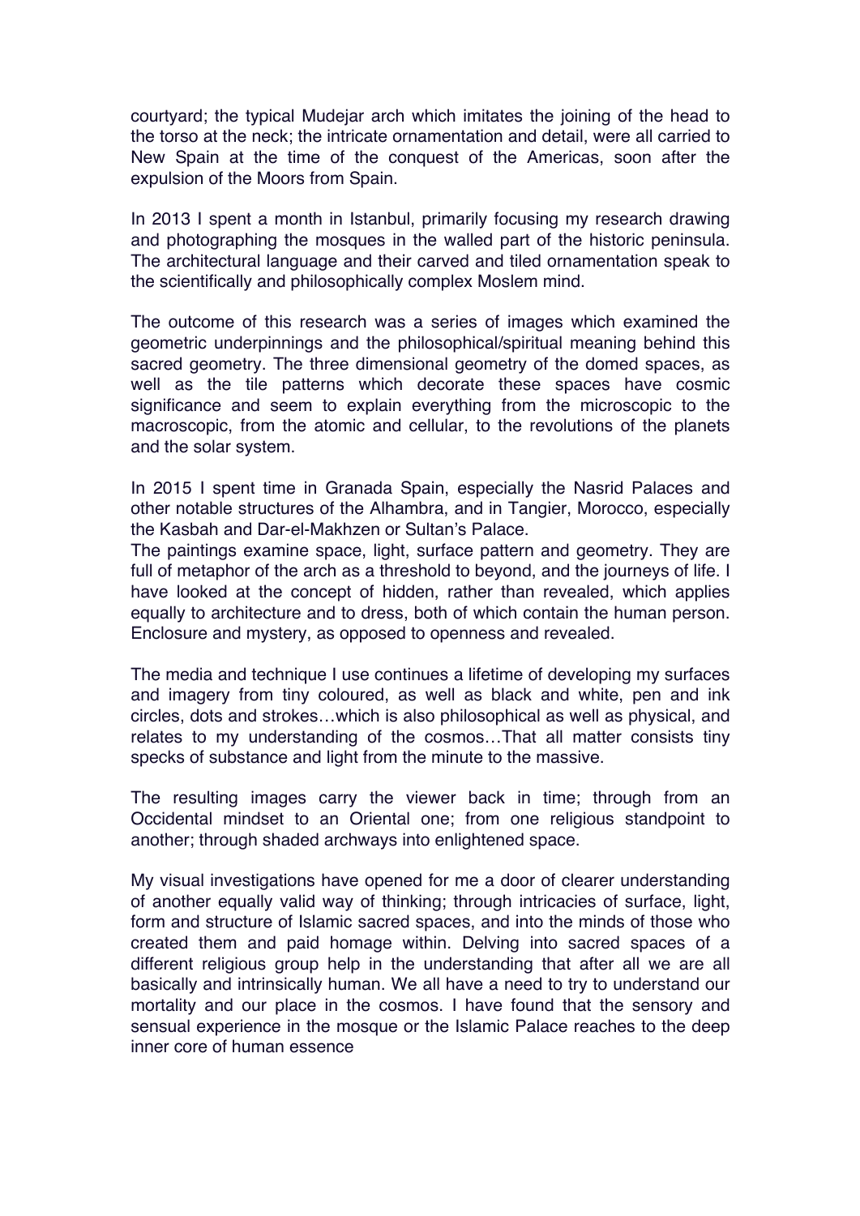courtyard; the typical Mudejar arch which imitates the joining of the head to the torso at the neck; the intricate ornamentation and detail, were all carried to New Spain at the time of the conquest of the Americas, soon after the expulsion of the Moors from Spain.

In 2013 I spent a month in Istanbul, primarily focusing my research drawing and photographing the mosques in the walled part of the historic peninsula. The architectural language and their carved and tiled ornamentation speak to the scientifically and philosophically complex Moslem mind.

The outcome of this research was a series of images which examined the geometric underpinnings and the philosophical/spiritual meaning behind this sacred geometry. The three dimensional geometry of the domed spaces, as well as the tile patterns which decorate these spaces have cosmic significance and seem to explain everything from the microscopic to the macroscopic, from the atomic and cellular, to the revolutions of the planets and the solar system.

In 2015 I spent time in Granada Spain, especially the Nasrid Palaces and other notable structures of the Alhambra, and in Tangier, Morocco, especially the Kasbah and Dar-el-Makhzen or Sultan's Palace.
The paintings examine space, light, surface pattern and geometry. They are full of metaphor of the arch as a threshold to beyond, and the journeys of life. I have looked at the concept of hidden, rather than revealed, which applies equally to architecture and to dress, both of which contain the human person. Enclosure and mystery, as opposed to openness and revealed.

The media and technique I use continues a lifetime of developing my surfaces and imagery from tiny coloured, as well as black and white, pen and ink circles, dots and strokes…which is also philosophical as well as physical, and relates to my understanding of the cosmos…That all matter consists tiny specks of substance and light from the minute to the massive.

The resulting images carry the viewer back in time; through from an Occidental mindset to an Oriental one; from one religious standpoint to another; through shaded archways into enlightened space.

My visual investigations have opened for me a door of clearer understanding of another equally valid way of thinking; through intricacies of surface, light, form and structure of Islamic sacred spaces, and into the minds of those who created them and paid homage within. Delving into sacred spaces of a different religious group help in the understanding that after all we are all basically and intrinsically human. We all have a need to try to understand our mortality and our place in the cosmos. I have found that the sensory and sensual experience in the mosque or the Islamic Palace reaches to the deep inner core of human essence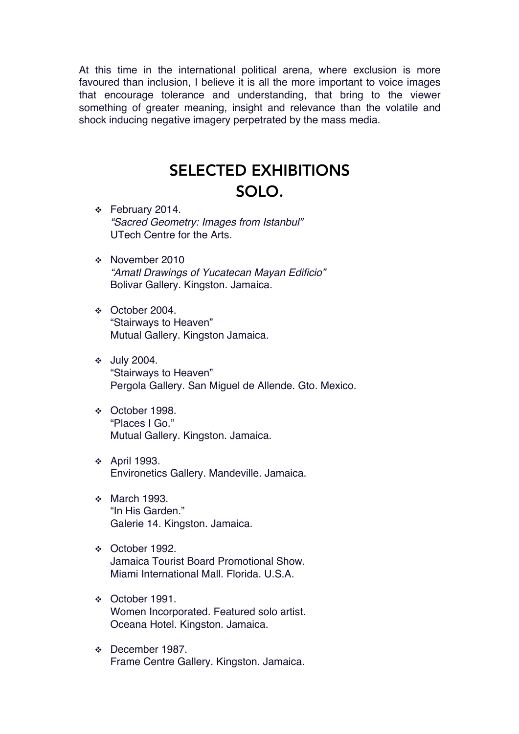At this time in the international political arena, where exclusion is more favoured than inclusion, I believe it is all the more important to voice images that encourage tolerance and understanding, that bring to the viewer something of greater meaning, insight and relevance than the volatile and shock inducing negative imagery perpetrated by the mass media.

## SELECTED EXHIBITIONS
## SOLO.

- February 2014.
  *"Sacred Geometry: Images from Istanbul"*
  UTech Centre for the Arts.

- November 2010
  *"Amatl Drawings of Yucatecan Mayan Edificio"*
  Bolivar Gallery. Kingston. Jamaica.

- October 2004.
  "Stairways to Heaven"
  Mutual Gallery. Kingston Jamaica.

- July 2004.
  "Stairways to Heaven"
  Pergola Gallery. San Miguel de Allende. Gto. Mexico.

- October 1998.
  "Places I Go."
  Mutual Gallery. Kingston. Jamaica.

- April 1993.
  Environetics Gallery. Mandeville. Jamaica.

- March 1993.
  "In His Garden."
  Galerie 14. Kingston. Jamaica.

- October 1992.
  Jamaica Tourist Board Promotional Show.
  Miami International Mall. Florida. U.S.A.

- October 1991.
  Women Incorporated. Featured solo artist.
  Oceana Hotel. Kingston. Jamaica.

- December 1987.
  Frame Centre Gallery. Kingston. Jamaica.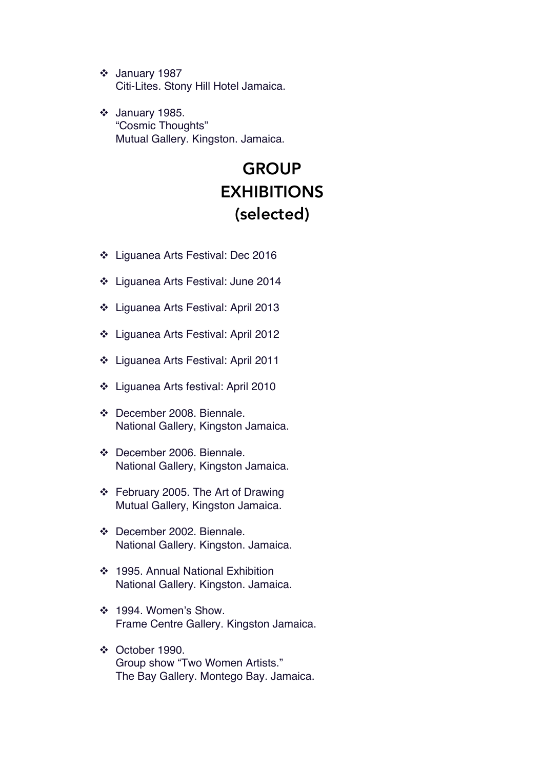- January 1987
  Citi-Lites. Stony Hill Hotel Jamaica.

- January 1985.
  "Cosmic Thoughts"
  Mutual Gallery. Kingston. Jamaica.

## GROUP EXHIBITIONS (selected)

- Liguanea Arts Festival: Dec 2016

- Liguanea Arts Festival: June 2014

- Liguanea Arts Festival: April 2013

- Liguanea Arts Festival: April 2012

- Liguanea Arts Festival: April 2011

- Liguanea Arts festival: April 2010

- December 2008. Biennale.
  National Gallery, Kingston Jamaica.

- December 2006. Biennale.
  National Gallery, Kingston Jamaica.

- February 2005. The Art of Drawing
  Mutual Gallery, Kingston Jamaica.

- December 2002. Biennale.
  National Gallery. Kingston. Jamaica.

- 1995. Annual National Exhibition
  National Gallery. Kingston. Jamaica.

- 1994. Women's Show.
  Frame Centre Gallery. Kingston Jamaica.

- October 1990.
  Group show "Two Women Artists."
  The Bay Gallery. Montego Bay. Jamaica.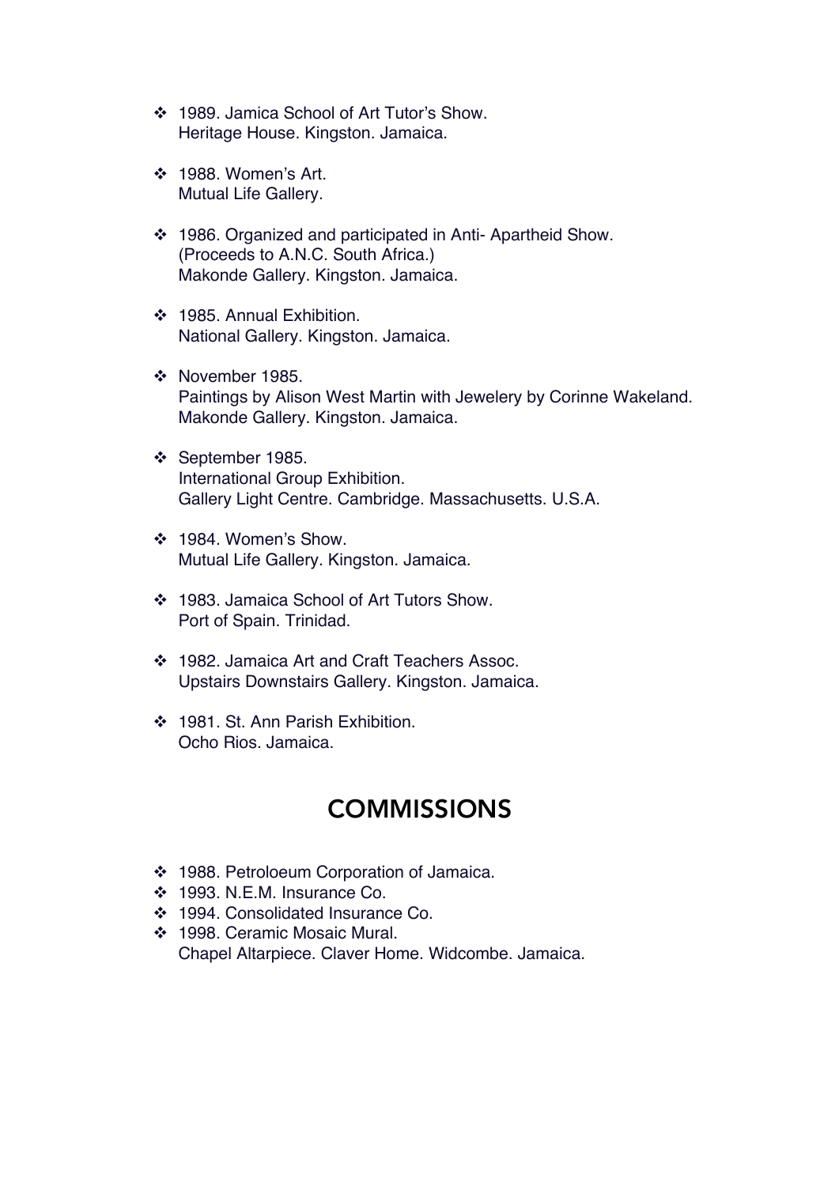- 1989. Jamica School of Art Tutor's Show.
  Heritage House. Kingston. Jamaica.

- 1988. Women's Art.
  Mutual Life Gallery.

- 1986. Organized and participated in Anti- Apartheid Show.
  (Proceeds to A.N.C. South Africa.)
  Makonde Gallery. Kingston. Jamaica.

- 1985. Annual Exhibition.
  National Gallery. Kingston. Jamaica.

- November 1985.
  Paintings by Alison West Martin with Jewelery by Corinne Wakeland.
  Makonde Gallery. Kingston. Jamaica.

- September 1985.
  International Group Exhibition.
  Gallery Light Centre. Cambridge. Massachusetts. U.S.A.

- 1984. Women's Show.
  Mutual Life Gallery. Kingston. Jamaica.

- 1983. Jamaica School of Art Tutors Show.
  Port of Spain. Trinidad.

- 1982. Jamaica Art and Craft Teachers Assoc.
  Upstairs Downstairs Gallery. Kingston. Jamaica.

- 1981. St. Ann Parish Exhibition.
  Ocho Rios. Jamaica.

## COMMISSIONS

- 1988. Petroloeum Corporation of Jamaica.
- 1993. N.E.M. Insurance Co.
- 1994. Consolidated Insurance Co.
- 1998. Ceramic Mosaic Mural.
  Chapel Altarpiece. Claver Home. Widcombe. Jamaica.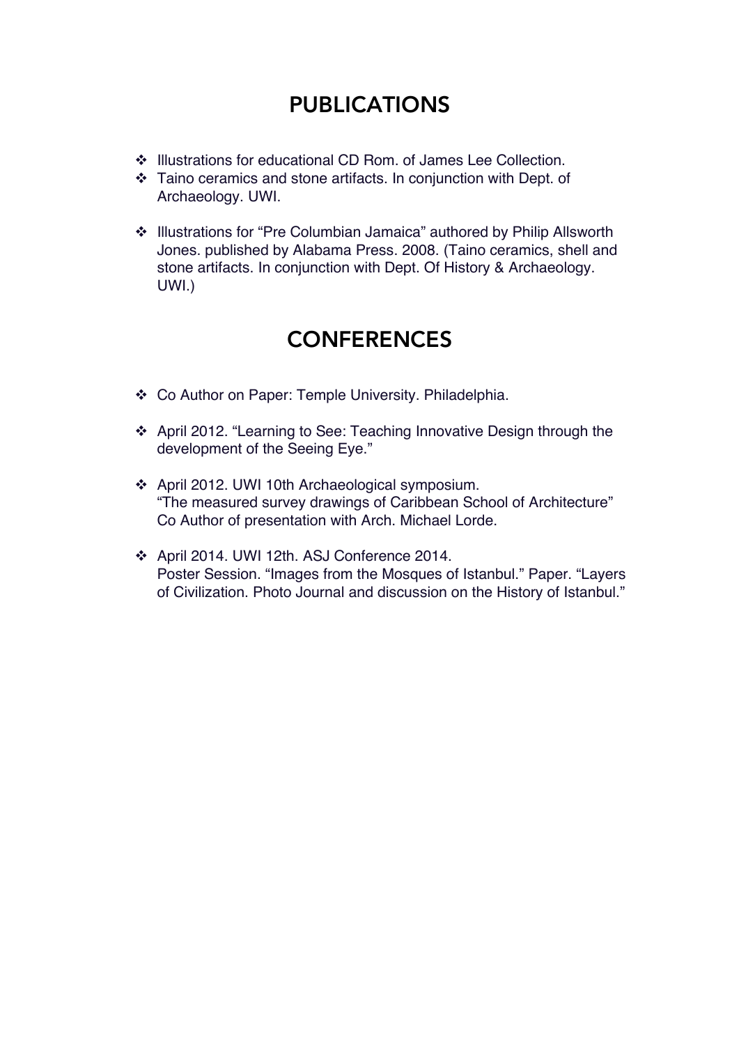## PUBLICATIONS

- Illustrations for educational CD Rom. of James Lee Collection.
- Taino ceramics and stone artifacts. In conjunction with Dept. of Archaeology. UWI.

- Illustrations for "Pre Columbian Jamaica" authored by Philip Allsworth Jones. published by Alabama Press. 2008. (Taino ceramics, shell and stone artifacts. In conjunction with Dept. Of History & Archaeology. UWI.)

## CONFERENCES

- Co Author on Paper: Temple University. Philadelphia.

- April 2012. "Learning to See: Teaching Innovative Design through the development of the Seeing Eye."

- April 2012. UWI 10th Archaeological symposium.
  "The measured survey drawings of Caribbean School of Architecture"
  Co Author of presentation with Arch. Michael Lorde.

- April 2014. UWI 12th. ASJ Conference 2014.
  Poster Session. "Images from the Mosques of Istanbul." Paper. "Layers of Civilization. Photo Journal and discussion on the History of Istanbul."